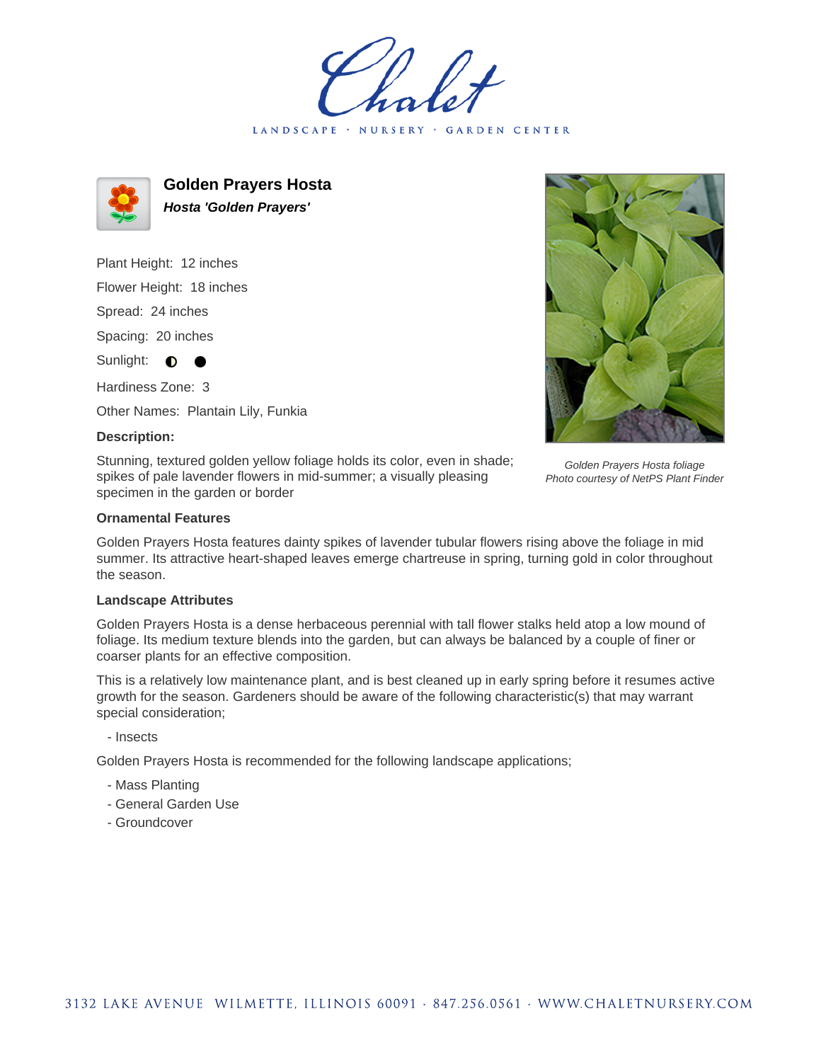Chalet

LANDSCAPE · NURSERY · GARDEN CENTER

# Golden Prayers Hosta

***Hosta 'Golden Prayers'***

Plant Height: 12 inches

Flower Height: 18 inches

Spread: 24 inches

Spacing: 20 inches

Sunlight: ◐ ●

Hardiness Zone: 3

Other Names: Plantain Lily, Funkia

**Description:**

Stunning, textured golden yellow foliage holds its color, even in shade; spikes of pale lavender flowers in mid-summer; a visually pleasing specimen in the garden or border

*Golden Prayers Hosta foliage*
*Photo courtesy of NetPS Plant Finder*

### Ornamental Features

Golden Prayers Hosta features dainty spikes of lavender tubular flowers rising above the foliage in mid summer. Its attractive heart-shaped leaves emerge chartreuse in spring, turning gold in color throughout the season.

### Landscape Attributes

Golden Prayers Hosta is a dense herbaceous perennial with tall flower stalks held atop a low mound of foliage. Its medium texture blends into the garden, but can always be balanced by a couple of finer or coarser plants for an effective composition.

This is a relatively low maintenance plant, and is best cleaned up in early spring before it resumes active growth for the season. Gardeners should be aware of the following characteristic(s) that may warrant special consideration;

- Insects

Golden Prayers Hosta is recommended for the following landscape applications;

- Mass Planting
- General Garden Use
- Groundcover

3132 LAKE AVENUE WILMETTE, ILLINOIS 60091 · 847.256.0561 · WWW.CHALETNURSERY.COM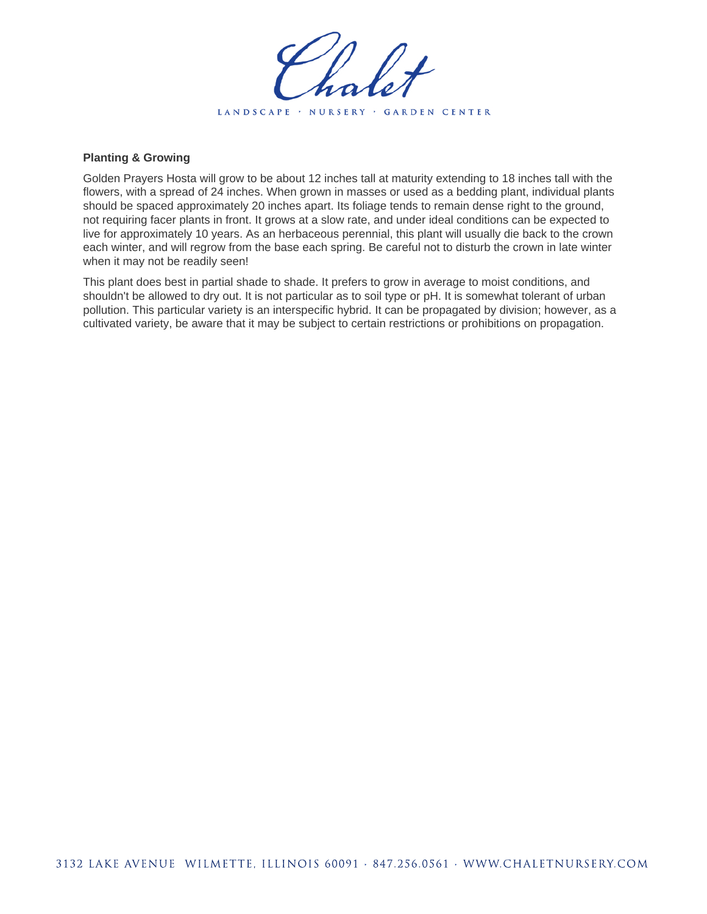**Planting & Growing**

Golden Prayers Hosta will grow to be about 12 inches tall at maturity extending to 18 inches tall with the flowers, with a spread of 24 inches. When grown in masses or used as a bedding plant, individual plants should be spaced approximately 20 inches apart. Its foliage tends to remain dense right to the ground, not requiring facer plants in front. It grows at a slow rate, and under ideal conditions can be expected to live for approximately 10 years. As an herbaceous perennial, this plant will usually die back to the crown each winter, and will regrow from the base each spring. Be careful not to disturb the crown in late winter when it may not be readily seen!

This plant does best in partial shade to shade. It prefers to grow in average to moist conditions, and shouldn't be allowed to dry out. It is not particular as to soil type or pH. It is somewhat tolerant of urban pollution. This particular variety is an interspecific hybrid. It can be propagated by division; however, as a cultivated variety, be aware that it may be subject to certain restrictions or prohibitions on propagation.